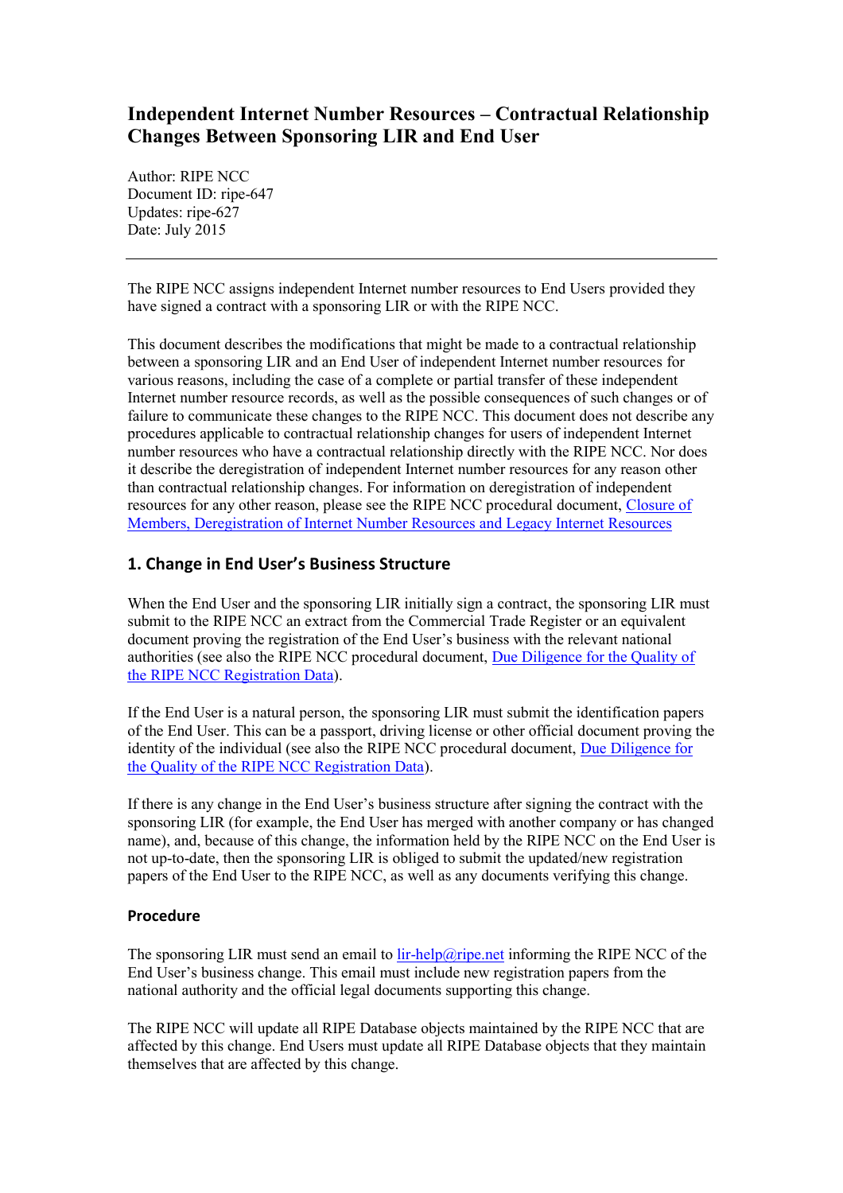# Independent Internet Number Resources – Contractual Relationship Changes Between Sponsoring LIR and End User

Author: RIPE NCC
Document ID: ripe-647
Updates: ripe-627
Date: July 2015

---

The RIPE NCC assigns independent Internet number resources to End Users provided they have signed a contract with a sponsoring LIR or with the RIPE NCC.

This document describes the modifications that might be made to a contractual relationship between a sponsoring LIR and an End User of independent Internet number resources for various reasons, including the case of a complete or partial transfer of these independent Internet number resource records, as well as the possible consequences of such changes or of failure to communicate these changes to the RIPE NCC. This document does not describe any procedures applicable to contractual relationship changes for users of independent Internet number resources who have a contractual relationship directly with the RIPE NCC. Nor does it describe the deregistration of independent Internet number resources for any reason other than contractual relationship changes. For information on deregistration of independent resources for any other reason, please see the RIPE NCC procedural document, [Closure of Members, Deregistration of Internet Number Resources and Legacy Internet Resources]

## 1. Change in End User's Business Structure

When the End User and the sponsoring LIR initially sign a contract, the sponsoring LIR must submit to the RIPE NCC an extract from the Commercial Trade Register or an equivalent document proving the registration of the End User's business with the relevant national authorities (see also the RIPE NCC procedural document, [Due Diligence for the Quality of the RIPE NCC Registration Data]).

If the End User is a natural person, the sponsoring LIR must submit the identification papers of the End User. This can be a passport, driving license or other official document proving the identity of the individual (see also the RIPE NCC procedural document, [Due Diligence for the Quality of the RIPE NCC Registration Data]).

If there is any change in the End User's business structure after signing the contract with the sponsoring LIR (for example, the End User has merged with another company or has changed name), and, because of this change, the information held by the RIPE NCC on the End User is not up-to-date, then the sponsoring LIR is obliged to submit the updated/new registration papers of the End User to the RIPE NCC, as well as any documents verifying this change.

### Procedure

The sponsoring LIR must send an email to lir-help@ripe.net informing the RIPE NCC of the End User's business change. This email must include new registration papers from the national authority and the official legal documents supporting this change.

The RIPE NCC will update all RIPE Database objects maintained by the RIPE NCC that are affected by this change. End Users must update all RIPE Database objects that they maintain themselves that are affected by this change.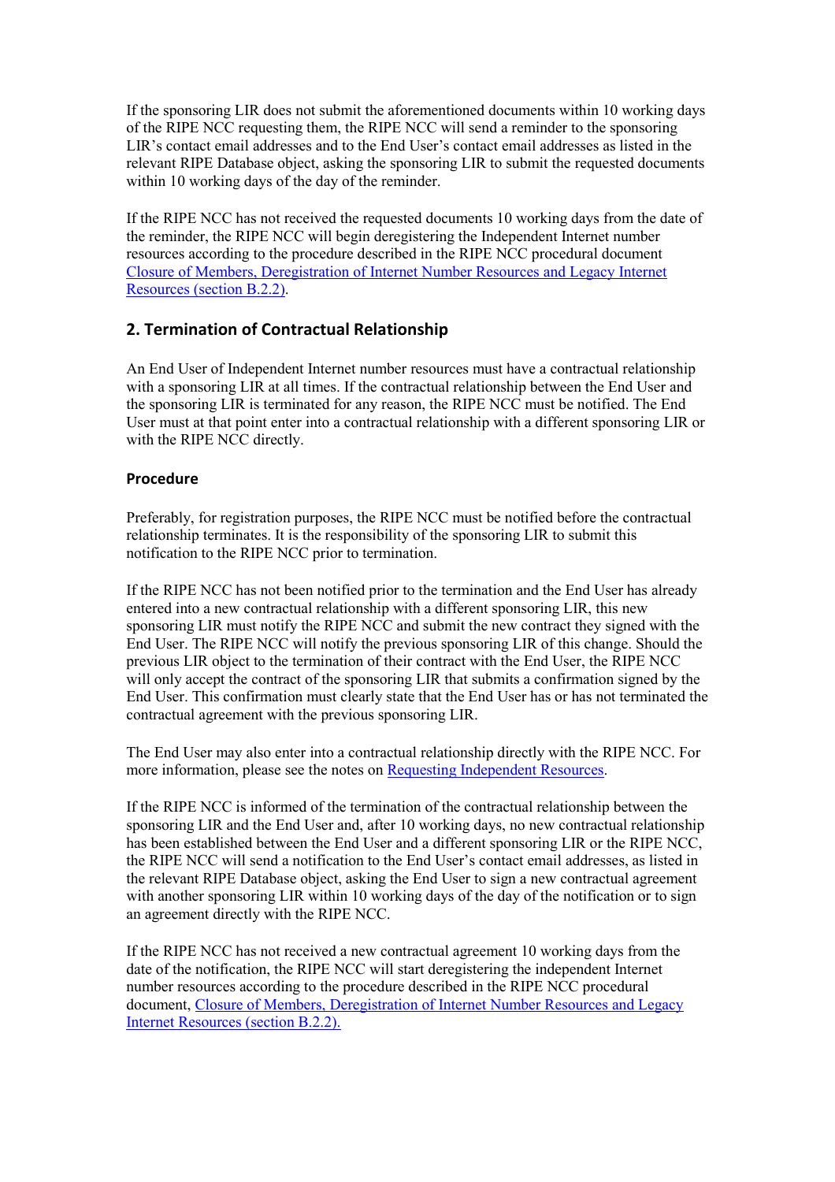If the sponsoring LIR does not submit the aforementioned documents within 10 working days of the RIPE NCC requesting them, the RIPE NCC will send a reminder to the sponsoring LIR's contact email addresses and to the End User's contact email addresses as listed in the relevant RIPE Database object, asking the sponsoring LIR to submit the requested documents within 10 working days of the day of the reminder.

If the RIPE NCC has not received the requested documents 10 working days from the date of the reminder, the RIPE NCC will begin deregistering the Independent Internet number resources according to the procedure described in the RIPE NCC procedural document Closure of Members, Deregistration of Internet Number Resources and Legacy Internet Resources (section B.2.2).

## 2. Termination of Contractual Relationship

An End User of Independent Internet number resources must have a contractual relationship with a sponsoring LIR at all times. If the contractual relationship between the End User and the sponsoring LIR is terminated for any reason, the RIPE NCC must be notified. The End User must at that point enter into a contractual relationship with a different sponsoring LIR or with the RIPE NCC directly.

### Procedure

Preferably, for registration purposes, the RIPE NCC must be notified before the contractual relationship terminates. It is the responsibility of the sponsoring LIR to submit this notification to the RIPE NCC prior to termination.

If the RIPE NCC has not been notified prior to the termination and the End User has already entered into a new contractual relationship with a different sponsoring LIR, this new sponsoring LIR must notify the RIPE NCC and submit the new contract they signed with the End User. The RIPE NCC will notify the previous sponsoring LIR of this change. Should the previous LIR object to the termination of their contract with the End User, the RIPE NCC will only accept the contract of the sponsoring LIR that submits a confirmation signed by the End User. This confirmation must clearly state that the End User has or has not terminated the contractual agreement with the previous sponsoring LIR.

The End User may also enter into a contractual relationship directly with the RIPE NCC. For more information, please see the notes on Requesting Independent Resources.

If the RIPE NCC is informed of the termination of the contractual relationship between the sponsoring LIR and the End User and, after 10 working days, no new contractual relationship has been established between the End User and a different sponsoring LIR or the RIPE NCC, the RIPE NCC will send a notification to the End User's contact email addresses, as listed in the relevant RIPE Database object, asking the End User to sign a new contractual agreement with another sponsoring LIR within 10 working days of the day of the notification or to sign an agreement directly with the RIPE NCC.

If the RIPE NCC has not received a new contractual agreement 10 working days from the date of the notification, the RIPE NCC will start deregistering the independent Internet number resources according to the procedure described in the RIPE NCC procedural document, Closure of Members, Deregistration of Internet Number Resources and Legacy Internet Resources (section B.2.2).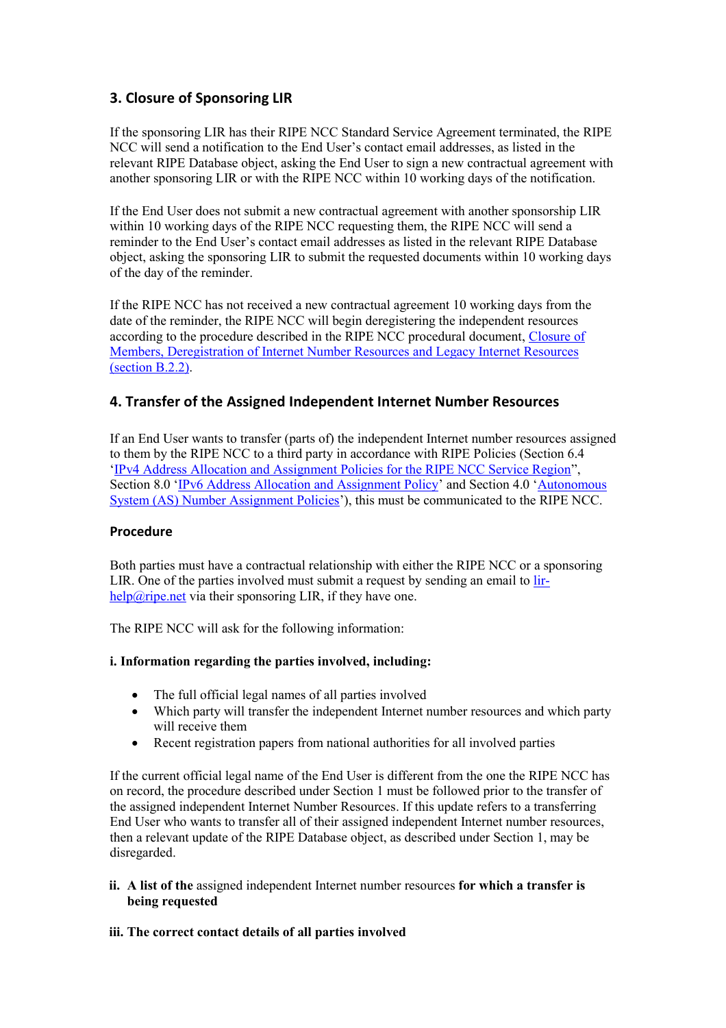## 3. Closure of Sponsoring LIR

If the sponsoring LIR has their RIPE NCC Standard Service Agreement terminated, the RIPE NCC will send a notification to the End User's contact email addresses, as listed in the relevant RIPE Database object, asking the End User to sign a new contractual agreement with another sponsoring LIR or with the RIPE NCC within 10 working days of the notification.

If the End User does not submit a new contractual agreement with another sponsorship LIR within 10 working days of the RIPE NCC requesting them, the RIPE NCC will send a reminder to the End User's contact email addresses as listed in the relevant RIPE Database object, asking the sponsoring LIR to submit the requested documents within 10 working days of the day of the reminder.

If the RIPE NCC has not received a new contractual agreement 10 working days from the date of the reminder, the RIPE NCC will begin deregistering the independent resources according to the procedure described in the RIPE NCC procedural document, [Closure of Members, Deregistration of Internet Number Resources and Legacy Internet Resources (section B.2.2)]().

## 4. Transfer of the Assigned Independent Internet Number Resources

If an End User wants to transfer (parts of) the independent Internet number resources assigned to them by the RIPE NCC to a third party in accordance with RIPE Policies (Section 6.4 '[IPv4 Address Allocation and Assignment Policies for the RIPE NCC Service Region]()", Section 8.0 '[IPv6 Address Allocation and Assignment Policy]()' and Section 4.0 '[Autonomous System (AS) Number Assignment Policies]()'), this must be communicated to the RIPE NCC.

### Procedure

Both parties must have a contractual relationship with either the RIPE NCC or a sponsoring LIR. One of the parties involved must submit a request by sending an email to [lir-help@ripe.net](mailto:lir-help@ripe.net) via their sponsoring LIR, if they have one.

The RIPE NCC will ask for the following information:

**i. Information regarding the parties involved, including:**

- The full official legal names of all parties involved
- Which party will transfer the independent Internet number resources and which party will receive them
- Recent registration papers from national authorities for all involved parties

If the current official legal name of the End User is different from the one the RIPE NCC has on record, the procedure described under Section 1 must be followed prior to the transfer of the assigned independent Internet Number Resources. If this update refers to a transferring End User who wants to transfer all of their assigned independent Internet number resources, then a relevant update of the RIPE Database object, as described under Section 1, may be disregarded.

**ii. A list of the** assigned independent Internet number resources **for which a transfer is being requested**

**iii. The correct contact details of all parties involved**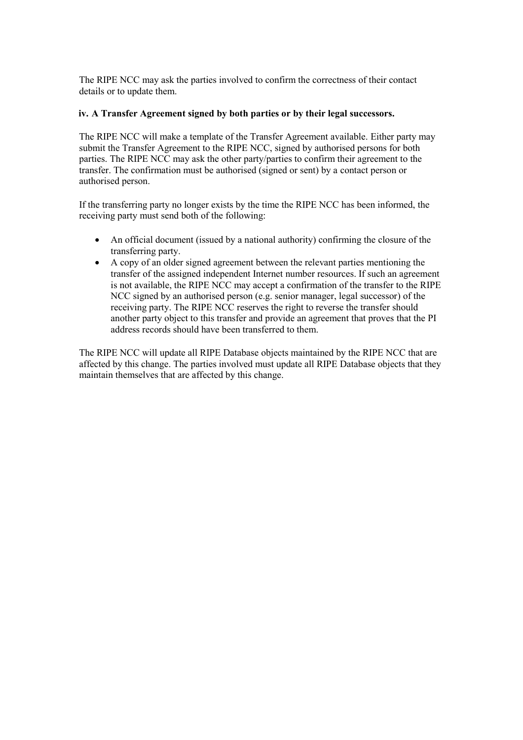The RIPE NCC may ask the parties involved to confirm the correctness of their contact details or to update them.

**iv. A Transfer Agreement signed by both parties or by their legal successors.**

The RIPE NCC will make a template of the Transfer Agreement available. Either party may submit the Transfer Agreement to the RIPE NCC, signed by authorised persons for both parties. The RIPE NCC may ask the other party/parties to confirm their agreement to the transfer. The confirmation must be authorised (signed or sent) by a contact person or authorised person.

If the transferring party no longer exists by the time the RIPE NCC has been informed, the receiving party must send both of the following:

- An official document (issued by a national authority) confirming the closure of the transferring party.
- A copy of an older signed agreement between the relevant parties mentioning the transfer of the assigned independent Internet number resources. If such an agreement is not available, the RIPE NCC may accept a confirmation of the transfer to the RIPE NCC signed by an authorised person (e.g. senior manager, legal successor) of the receiving party. The RIPE NCC reserves the right to reverse the transfer should another party object to this transfer and provide an agreement that proves that the PI address records should have been transferred to them.

The RIPE NCC will update all RIPE Database objects maintained by the RIPE NCC that are affected by this change. The parties involved must update all RIPE Database objects that they maintain themselves that are affected by this change.